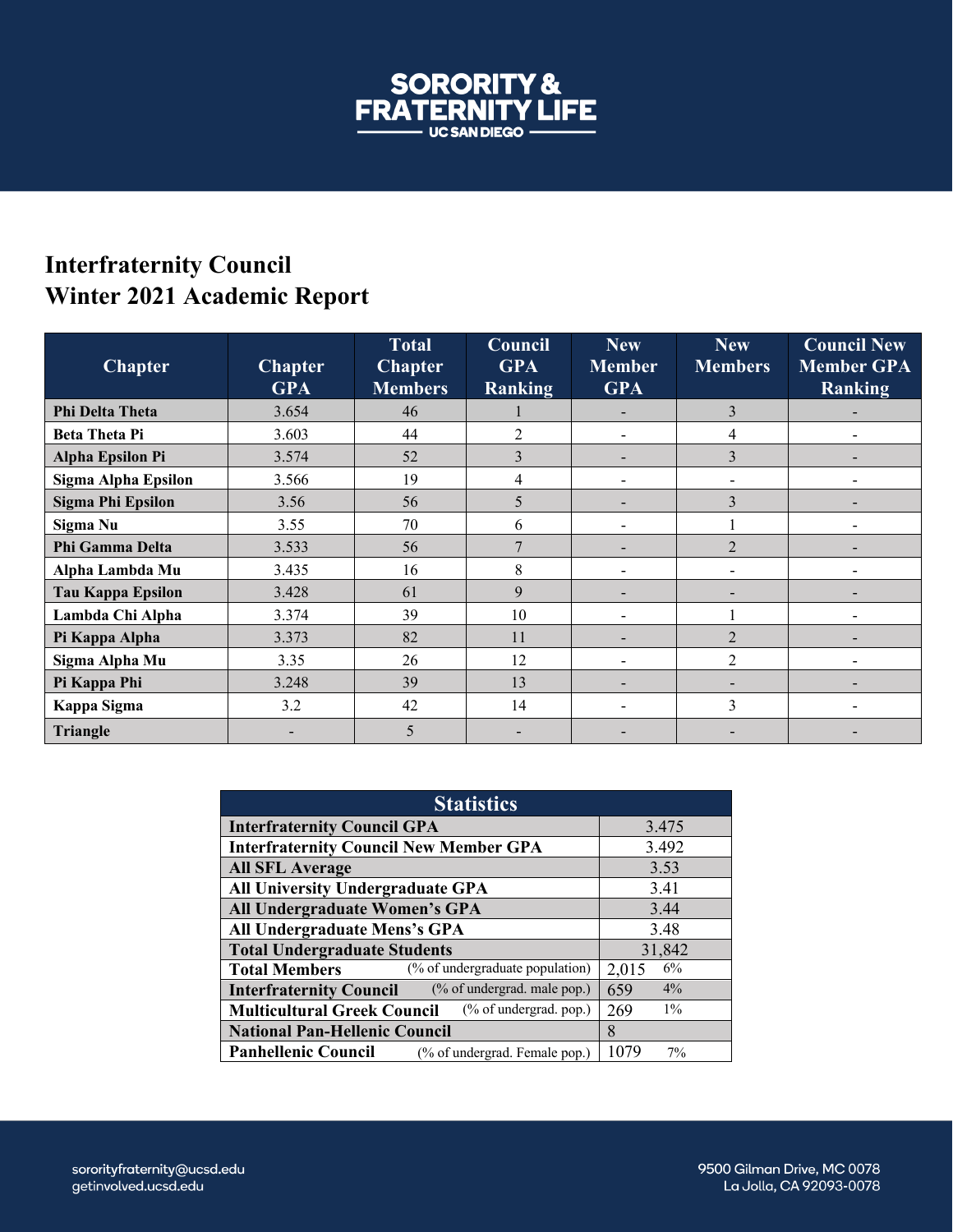SORORITY & FRATERNITY LIFE
UC SAN DIEGO

# Interfraternity Council
# Winter 2021 Academic Report

| Chapter | Chapter GPA | Total Chapter Members | Council GPA Ranking | New Member GPA | New Members | Council New Member GPA Ranking |
|---|---|---|---|---|---|---|
| **Phi Delta Theta** | 3.654 | 46 | 1 | - | 3 | - |
| **Beta Theta Pi** | 3.603 | 44 | 2 | - | 4 | - |
| **Alpha Epsilon Pi** | 3.574 | 52 | 3 | - | 3 | - |
| **Sigma Alpha Epsilon** | 3.566 | 19 | 4 | - | - | - |
| **Sigma Phi Epsilon** | 3.56 | 56 | 5 | - | 3 | - |
| **Sigma Nu** | 3.55 | 70 | 6 | - | 1 | - |
| **Phi Gamma Delta** | 3.533 | 56 | 7 | - | 2 | - |
| **Alpha Lambda Mu** | 3.435 | 16 | 8 | - | - | - |
| **Tau Kappa Epsilon** | 3.428 | 61 | 9 | - | - | - |
| **Lambda Chi Alpha** | 3.374 | 39 | 10 | - | 1 | - |
| **Pi Kappa Alpha** | 3.373 | 82 | 11 | - | 2 | - |
| **Sigma Alpha Mu** | 3.35 | 26 | 12 | - | 2 | - |
| **Pi Kappa Phi** | 3.248 | 39 | 13 | - | - | - |
| **Kappa Sigma** | 3.2 | 42 | 14 | - | 3 | - |
| **Triangle** | - | 5 | - | - | - | - |

| Statistics | | |
|---|---|---|
| **Interfraternity Council GPA** | 3.475 | |
| **Interfraternity Council New Member GPA** | 3.492 | |
| **All SFL Average** | 3.53 | |
| **All University Undergraduate GPA** | 3.41 | |
| **All Undergraduate Women's GPA** | 3.44 | |
| **All Undergraduate Mens's GPA** | 3.48 | |
| **Total Undergraduate Students** | 31,842 | |
| **Total Members** (% of undergraduate population) | 2,015 | 6% |
| **Interfraternity Council** (% of undergrad. male pop.) | 659 | 4% |
| **Multicultural Greek Council** (% of undergrad. pop.) | 269 | 1% |
| **National Pan-Hellenic Council** | 8 | |
| **Panhellenic Council** (% of undergrad. Female pop.) | 1079 | 7% |

sororityfraternity@ucsd.edu
getinvolved.ucsd.edu

9500 Gilman Drive, MC 0078
La Jolla, CA 92093-0078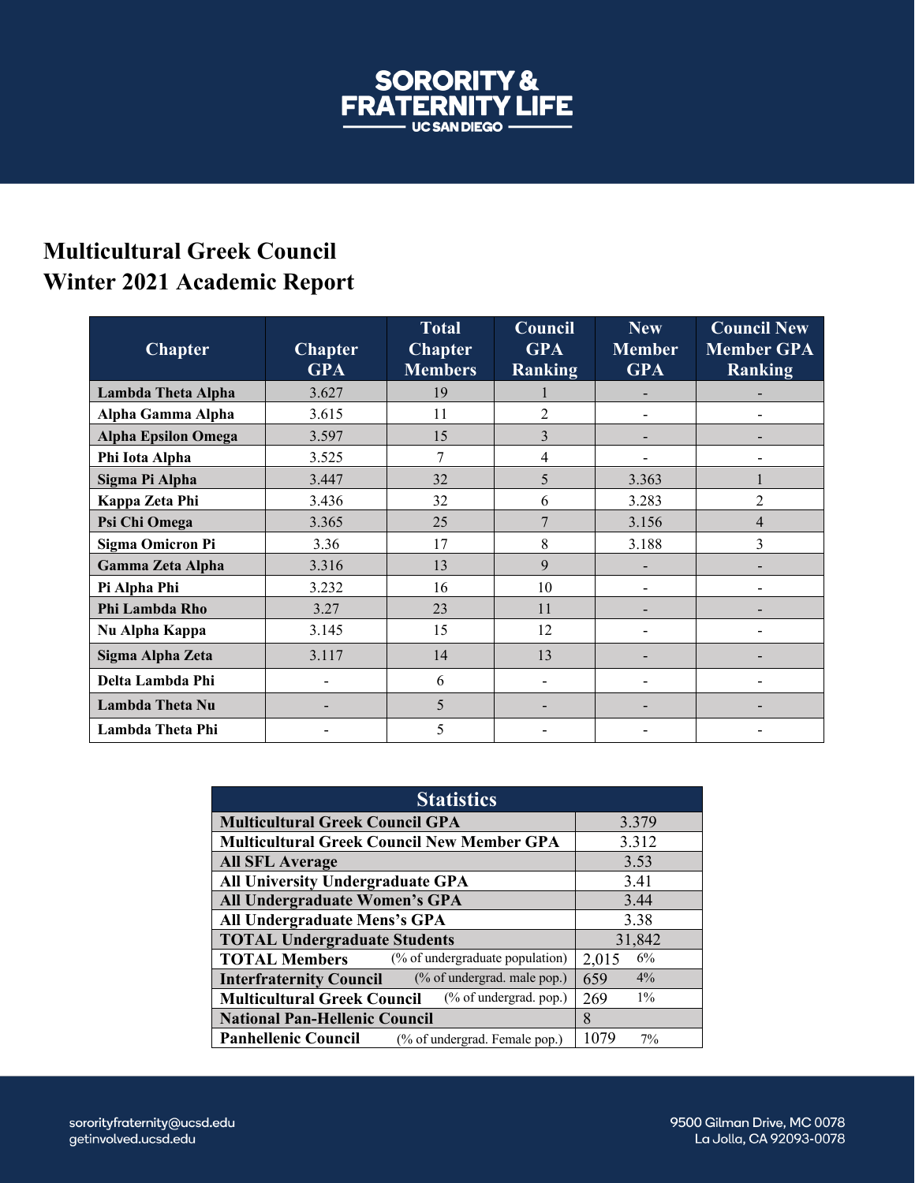## Multicultural Greek Council
## Winter 2021 Academic Report

| Chapter | Chapter GPA | Total Chapter Members | Council GPA Ranking | New Member GPA | Council New Member GPA Ranking |
|---|---|---|---|---|---|
| **Lambda Theta Alpha** | 3.627 | 19 | 1 | - | - |
| **Alpha Gamma Alpha** | 3.615 | 11 | 2 | - | - |
| **Alpha Epsilon Omega** | 3.597 | 15 | 3 | - | - |
| **Phi Iota Alpha** | 3.525 | 7 | 4 | - | - |
| **Sigma Pi Alpha** | 3.447 | 32 | 5 | 3.363 | 1 |
| **Kappa Zeta Phi** | 3.436 | 32 | 6 | 3.283 | 2 |
| **Psi Chi Omega** | 3.365 | 25 | 7 | 3.156 | 4 |
| **Sigma Omicron Pi** | 3.36 | 17 | 8 | 3.188 | 3 |
| **Gamma Zeta Alpha** | 3.316 | 13 | 9 | - | - |
| **Pi Alpha Phi** | 3.232 | 16 | 10 | - | - |
| **Phi Lambda Rho** | 3.27 | 23 | 11 | - | - |
| **Nu Alpha Kappa** | 3.145 | 15 | 12 | - | - |
| **Sigma Alpha Zeta** | 3.117 | 14 | 13 | - | - |
| **Delta Lambda Phi** | - | 6 | - | - | - |
| **Lambda Theta Nu** | - | 5 | - | - | - |
| **Lambda Theta Phi** | - | 5 | - | - | - |

| Statistics | | |
|---|---|---|
| **Multicultural Greek Council GPA** | 3.379 | |
| **Multicultural Greek Council New Member GPA** | 3.312 | |
| **All SFL Average** | 3.53 | |
| **All University Undergraduate GPA** | 3.41 | |
| **All Undergraduate Women's GPA** | 3.44 | |
| **All Undergraduate Mens's GPA** | 3.38 | |
| **TOTAL Undergraduate Students** | 31,842 | |
| **TOTAL Members** (% of undergraduate population) | 2,015 | 6% |
| **Interfraternity Council** (% of undergrad. male pop.) | 659 | 4% |
| **Multicultural Greek Council** (% of undergrad. pop.) | 269 | 1% |
| **National Pan-Hellenic Council** | 8 | |
| **Panhellenic Council** (% of undergrad. Female pop.) | 1079 | 7% |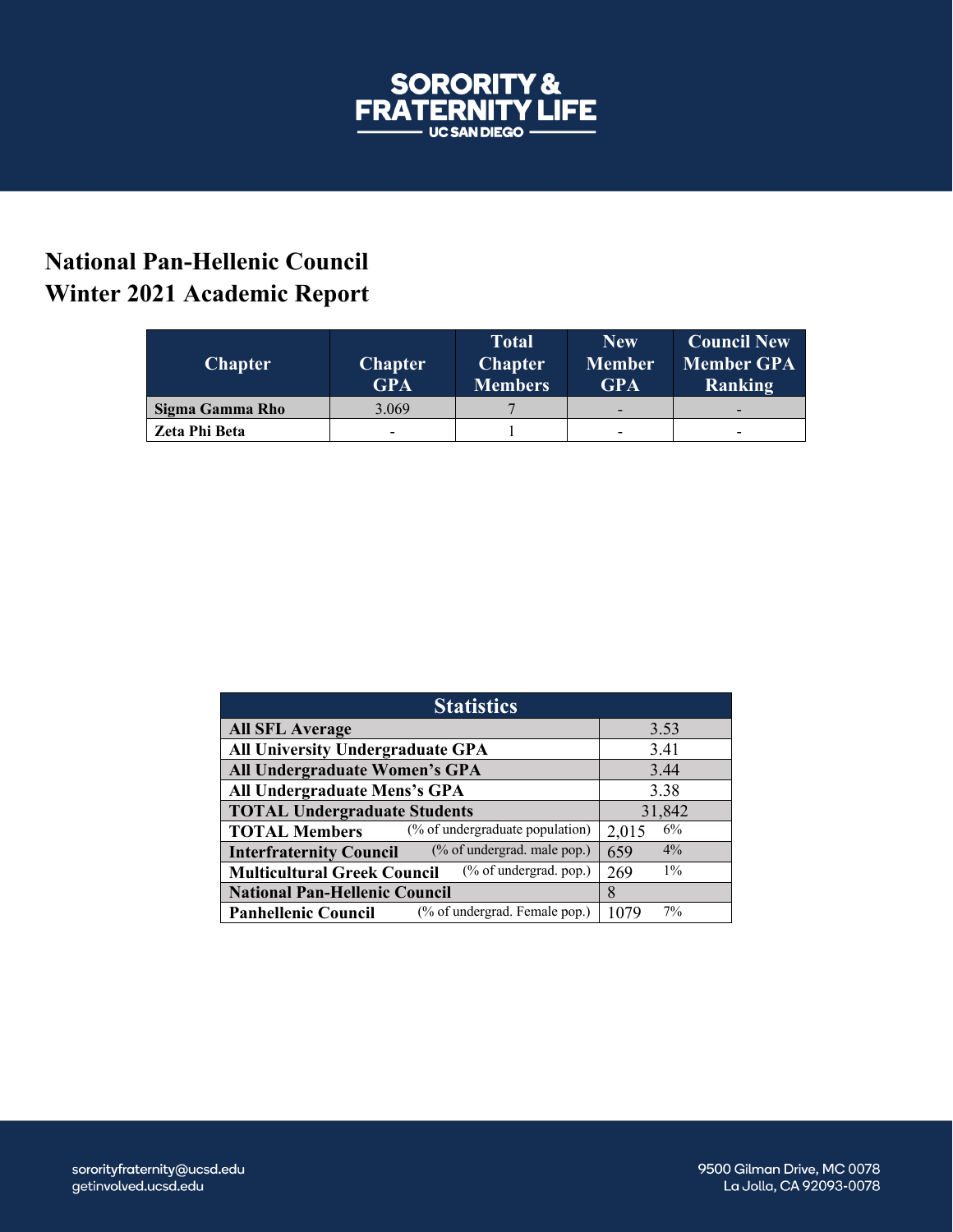**SORORITY & FRATERNITY LIFE**
**UC SAN DIEGO**

# National Pan-Hellenic Council
# Winter 2021 Academic Report

| Chapter | Chapter GPA | Total Chapter Members | New Member GPA | Council New Member GPA Ranking |
|---|---|---|---|---|
| **Sigma Gamma Rho** | 3.069 | 7 | - | - |
| **Zeta Phi Beta** | - | 1 | - | - |

| Statistics | | |
|---|---|---|
| **All SFL Average** | 3.53 | |
| **All University Undergraduate GPA** | 3.41 | |
| **All Undergraduate Women's GPA** | 3.44 | |
| **All Undergraduate Mens's GPA** | 3.38 | |
| **TOTAL Undergraduate Students** | 31,842 | |
| **TOTAL Members** (% of undergraduate population) | 2,015 | 6% |
| **Interfraternity Council** (% of undergrad. male pop.) | 659 | 4% |
| **Multicultural Greek Council** (% of undergrad. pop.) | 269 | 1% |
| **National Pan-Hellenic Council** | 8 | |
| **Panhellenic Council** (% of undergrad. Female pop.) | 1079 | 7% |

sororityfraternity@ucsd.edu
getinvolved.ucsd.edu

9500 Gilman Drive, MC 0078
La Jolla, CA 92093-0078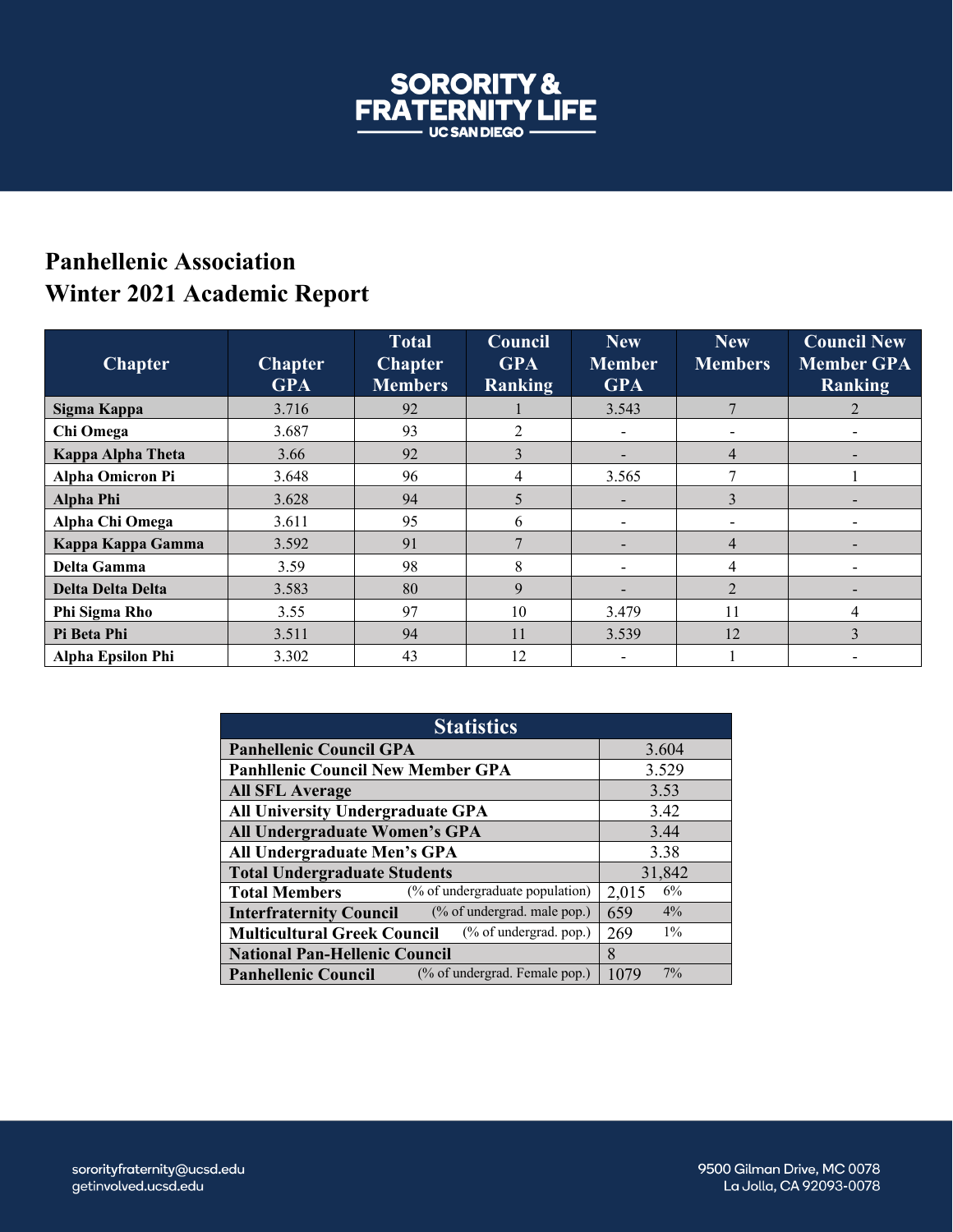# SORORITY & FRATERNITY LIFE
UC SAN DIEGO

## Panhellenic Association
## Winter 2021 Academic Report

| Chapter | Chapter GPA | Total Chapter Members | Council GPA Ranking | New Member GPA | New Members | Council New Member GPA Ranking |
|---|---|---|---|---|---|---|
| **Sigma Kappa** | 3.716 | 92 | 1 | 3.543 | 7 | 2 |
| **Chi Omega** | 3.687 | 93 | 2 | - | - | - |
| **Kappa Alpha Theta** | 3.66 | 92 | 3 | - | 4 | - |
| **Alpha Omicron Pi** | 3.648 | 96 | 4 | 3.565 | 7 | 1 |
| **Alpha Phi** | 3.628 | 94 | 5 | - | 3 | - |
| **Alpha Chi Omega** | 3.611 | 95 | 6 | - | - | - |
| **Kappa Kappa Gamma** | 3.592 | 91 | 7 | - | 4 | - |
| **Delta Gamma** | 3.59 | 98 | 8 | - | 4 | - |
| **Delta Delta Delta** | 3.583 | 80 | 9 | - | 2 | - |
| **Phi Sigma Rho** | 3.55 | 97 | 10 | 3.479 | 11 | 4 |
| **Pi Beta Phi** | 3.511 | 94 | 11 | 3.539 | 12 | 3 |
| **Alpha Epsilon Phi** | 3.302 | 43 | 12 | - | 1 | - |

| Statistics | |
|---|---|
| **Panhellenic Council GPA** | 3.604 |
| **Panhllenic Council New Member GPA** | 3.529 |
| **All SFL Average** | 3.53 |
| **All University Undergraduate GPA** | 3.42 |
| **All Undergraduate Women's GPA** | 3.44 |
| **All Undergraduate Men's GPA** | 3.38 |
| **Total Undergraduate Students** | 31,842 |
| **Total Members** (% of undergraduate population) | 2,015 6% |
| **Interfraternity Council** (% of undergrad. male pop.) | 659 4% |
| **Multicultural Greek Council** (% of undergrad. pop.) | 269 1% |
| **National Pan-Hellenic Council** | 8 |
| **Panhellenic Council** (% of undergrad. Female pop.) | 1079 7% |

sororityfraternity@ucsd.edu
getinvolved.ucsd.edu

9500 Gilman Drive, MC 0078
La Jolla, CA 92093-0078